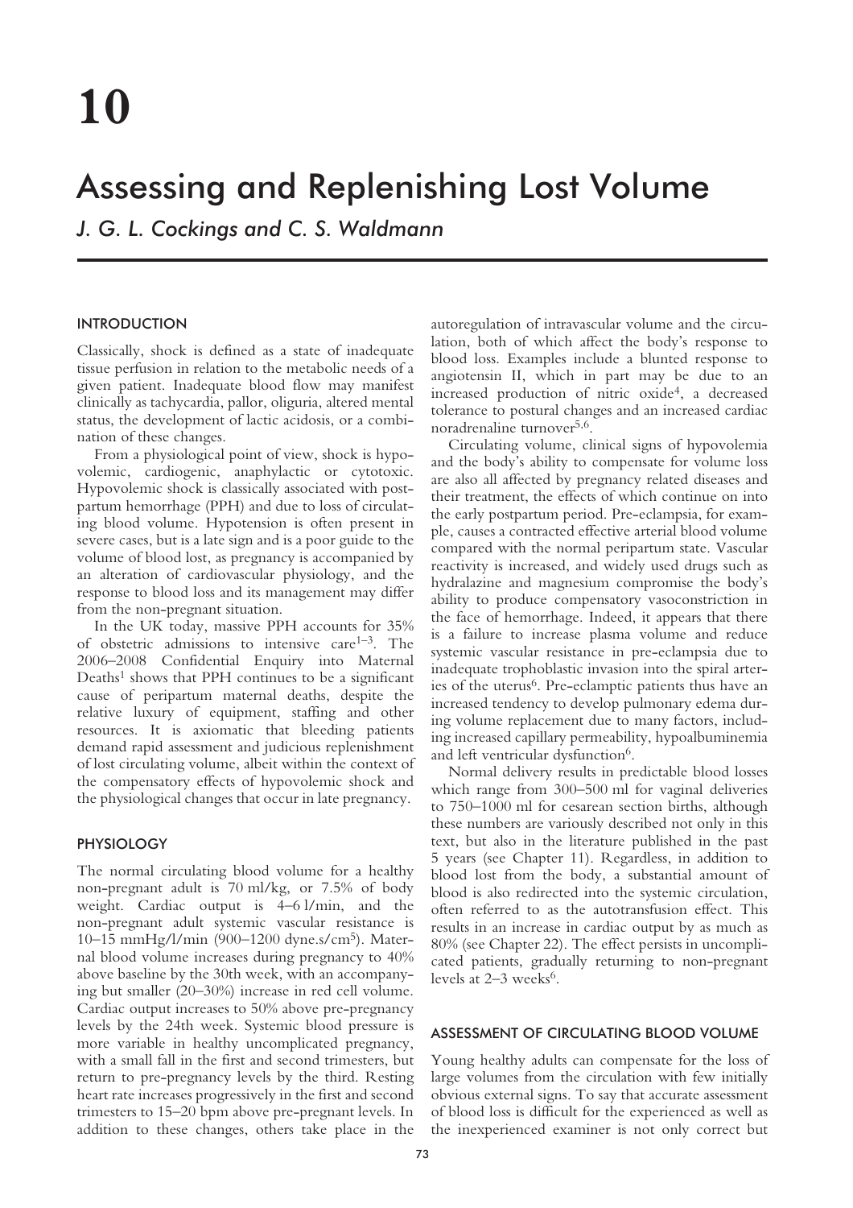# 10

# Assessing and Replenishing Lost Volume

*J. G. L. Cockings and C. S. Waldmann*

## INTRODUCTION

Classically, shock is defined as a state of inadequate tissue perfusion in relation to the metabolic needs of a given patient. Inadequate blood flow may manifest clinically as tachycardia, pallor, oliguria, altered mental status, the development of lactic acidosis, or a combination of these changes.

From a physiological point of view, shock is hypovolemic, cardiogenic, anaphylactic or cytotoxic. Hypovolemic shock is classically associated with postpartum hemorrhage (PPH) and due to loss of circulating blood volume. Hypotension is often present in severe cases, but is a late sign and is a poor guide to the volume of blood lost, as pregnancy is accompanied by an alteration of cardiovascular physiology, and the response to blood loss and its management may differ from the non-pregnant situation.

In the UK today, massive PPH accounts for 35% of obstetric admissions to intensive care[1–3]. The 2006–2008 Confidential Enquiry into Maternal Deaths[1] shows that PPH continues to be a significant cause of peripartum maternal deaths, despite the relative luxury of equipment, staffing and other resources. It is axiomatic that bleeding patients demand rapid assessment and judicious replenishment of lost circulating volume, albeit within the context of the compensatory effects of hypovolemic shock and the physiological changes that occur in late pregnancy.

## PHYSIOLOGY

The normal circulating blood volume for a healthy non-pregnant adult is 70 ml/kg, or 7.5% of body weight. Cardiac output is 4–6 l/min, and the non-pregnant adult systemic vascular resistance is 10–15 mmHg/l/min (900–1200 dyne.s/cm$^5$). Maternal blood volume increases during pregnancy to 40% above baseline by the 30th week, with an accompanying but smaller (20–30%) increase in red cell volume. Cardiac output increases to 50% above pre-pregnancy levels by the 24th week. Systemic blood pressure is more variable in healthy uncomplicated pregnancy, with a small fall in the first and second trimesters, but return to pre-pregnancy levels by the third. Resting heart rate increases progressively in the first and second trimesters to 15–20 bpm above pre-pregnant levels. In addition to these changes, others take place in the autoregulation of intravascular volume and the circulation, both of which affect the body's response to blood loss. Examples include a blunted response to angiotensin II, which in part may be due to an increased production of nitric oxide[4], a decreased tolerance to postural changes and an increased cardiac noradrenaline turnover[5,6].

Circulating volume, clinical signs of hypovolemia and the body's ability to compensate for volume loss are also all affected by pregnancy related diseases and their treatment, the effects of which continue on into the early postpartum period. Pre-eclampsia, for example, causes a contracted effective arterial blood volume compared with the normal peripartum state. Vascular reactivity is increased, and widely used drugs such as hydralazine and magnesium compromise the body's ability to produce compensatory vasoconstriction in the face of hemorrhage. Indeed, it appears that there is a failure to increase plasma volume and reduce systemic vascular resistance in pre-eclampsia due to inadequate trophoblastic invasion into the spiral arteries of the uterus[6]. Pre-eclamptic patients thus have an increased tendency to develop pulmonary edema during volume replacement due to many factors, including increased capillary permeability, hypoalbuminemia and left ventricular dysfunction[6].

Normal delivery results in predictable blood losses which range from 300–500 ml for vaginal deliveries to 750–1000 ml for cesarean section births, although these numbers are variously described not only in this text, but also in the literature published in the past 5 years (see Chapter 11). Regardless, in addition to blood lost from the body, a substantial amount of blood is also redirected into the systemic circulation, often referred to as the autotransfusion effect. This results in an increase in cardiac output by as much as 80% (see Chapter 22). The effect persists in uncomplicated patients, gradually returning to non-pregnant levels at 2–3 weeks[6].

## ASSESSMENT OF CIRCULATING BLOOD VOLUME

Young healthy adults can compensate for the loss of large volumes from the circulation with few initially obvious external signs. To say that accurate assessment of blood loss is difficult for the experienced as well as the inexperienced examiner is not only correct but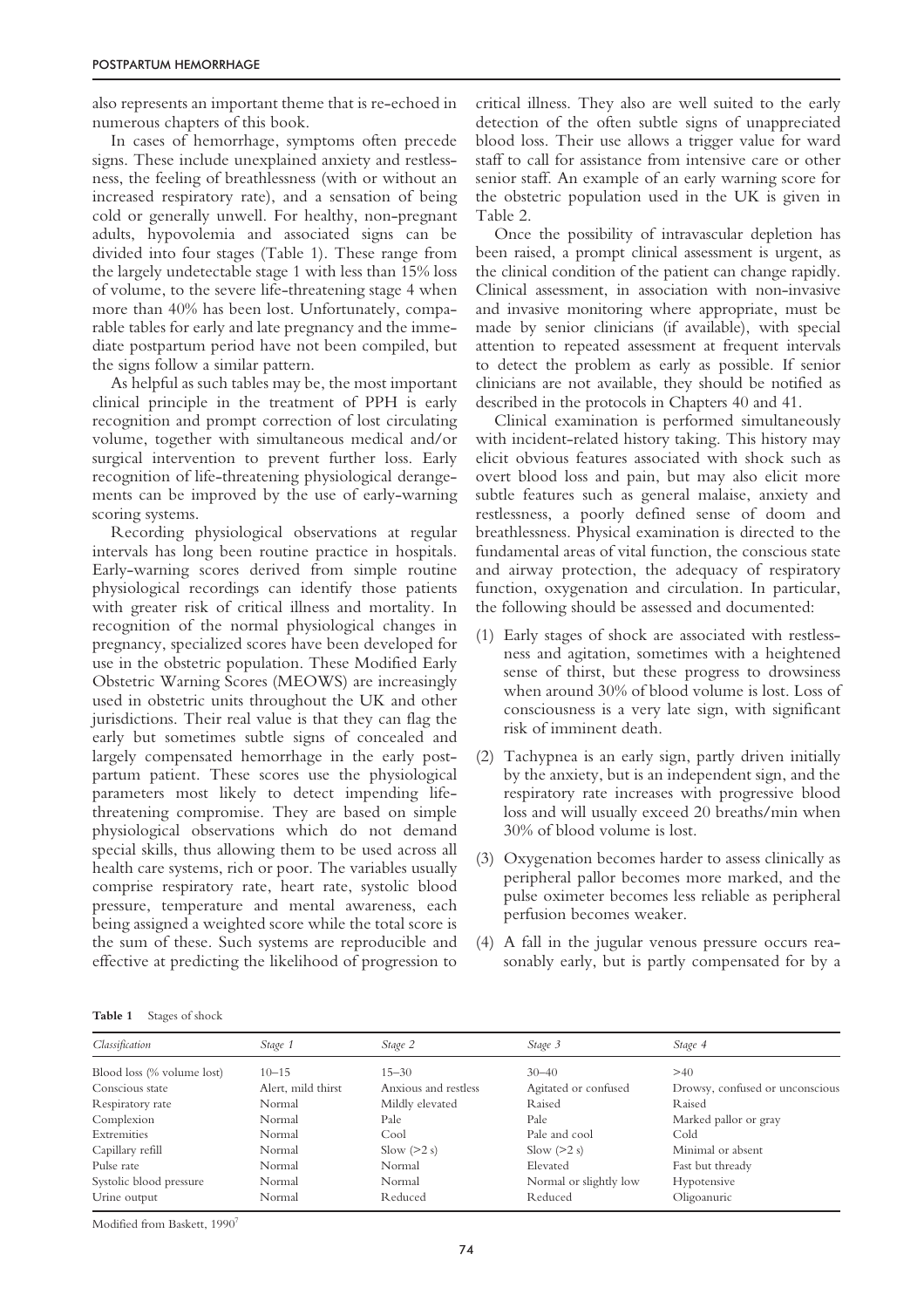also represents an important theme that is re-echoed in numerous chapters of this book.

In cases of hemorrhage, symptoms often precede signs. These include unexplained anxiety and restlessness, the feeling of breathlessness (with or without an increased respiratory rate), and a sensation of being cold or generally unwell. For healthy, non-pregnant adults, hypovolemia and associated signs can be divided into four stages (Table 1). These range from the largely undetectable stage 1 with less than 15% loss of volume, to the severe life-threatening stage 4 when more than 40% has been lost. Unfortunately, comparable tables for early and late pregnancy and the immediate postpartum period have not been compiled, but the signs follow a similar pattern.

As helpful as such tables may be, the most important clinical principle in the treatment of PPH is early recognition and prompt correction of lost circulating volume, together with simultaneous medical and/or surgical intervention to prevent further loss. Early recognition of life-threatening physiological derangements can be improved by the use of early-warning scoring systems.

Recording physiological observations at regular intervals has long been routine practice in hospitals. Early-warning scores derived from simple routine physiological recordings can identify those patients with greater risk of critical illness and mortality. In recognition of the normal physiological changes in pregnancy, specialized scores have been developed for use in the obstetric population. These Modified Early Obstetric Warning Scores (MEOWS) are increasingly used in obstetric units throughout the UK and other jurisdictions. Their real value is that they can flag the early but sometimes subtle signs of concealed and largely compensated hemorrhage in the early postpartum patient. These scores use the physiological parameters most likely to detect impending life-threatening compromise. They are based on simple physiological observations which do not demand special skills, thus allowing them to be used across all health care systems, rich or poor. The variables usually comprise respiratory rate, heart rate, systolic blood pressure, temperature and mental awareness, each being assigned a weighted score while the total score is the sum of these. Such systems are reproducible and effective at predicting the likelihood of progression to critical illness. They also are well suited to the early detection of the often subtle signs of unappreciated blood loss. Their use allows a trigger value for ward staff to call for assistance from intensive care or other senior staff. An example of an early warning score for the obstetric population used in the UK is given in Table 2.

Once the possibility of intravascular depletion has been raised, a prompt clinical assessment is urgent, as the clinical condition of the patient can change rapidly. Clinical assessment, in association with non-invasive and invasive monitoring where appropriate, must be made by senior clinicians (if available), with special attention to repeated assessment at frequent intervals to detect the problem as early as possible. If senior clinicians are not available, they should be notified as described in the protocols in Chapters 40 and 41.

Clinical examination is performed simultaneously with incident-related history taking. This history may elicit obvious features associated with shock such as overt blood loss and pain, but may also elicit more subtle features such as general malaise, anxiety and restlessness, a poorly defined sense of doom and breathlessness. Physical examination is directed to the fundamental areas of vital function, the conscious state and airway protection, the adequacy of respiratory function, oxygenation and circulation. In particular, the following should be assessed and documented:

(1) Early stages of shock are associated with restlessness and agitation, sometimes with a heightened sense of thirst, but these progress to drowsiness when around 30% of blood volume is lost. Loss of consciousness is a very late sign, with significant risk of imminent death.

(2) Tachypnea is an early sign, partly driven initially by the anxiety, but is an independent sign, and the respiratory rate increases with progressive blood loss and will usually exceed 20 breaths/min when 30% of blood volume is lost.

(3) Oxygenation becomes harder to assess clinically as peripheral pallor becomes more marked, and the pulse oximeter becomes less reliable as peripheral perfusion becomes weaker.

(4) A fall in the jugular venous pressure occurs reasonably early, but is partly compensated for by a

**Table 1** Stages of shock

| *Classification* | *Stage 1* | *Stage 2* | *Stage 3* | *Stage 4* |
|---|---|---|---|---|
| Blood loss (% volume lost) | 10–15 | 15–30 | 30–40 | >40 |
| Conscious state | Alert, mild thirst | Anxious and restless | Agitated or confused | Drowsy, confused or unconscious |
| Respiratory rate | Normal | Mildly elevated | Raised | Raised |
| Complexion | Normal | Pale | Pale | Marked pallor or gray |
| Extremities | Normal | Cool | Pale and cool | Cold |
| Capillary refill | Normal | Slow (>2 s) | Slow (>2 s) | Minimal or absent |
| Pulse rate | Normal | Normal | Elevated | Fast but thready |
| Systolic blood pressure | Normal | Normal | Normal or slightly low | Hypotensive |
| Urine output | Normal | Reduced | Reduced | Oligoanuric |

Modified from Baskett, 1990[7]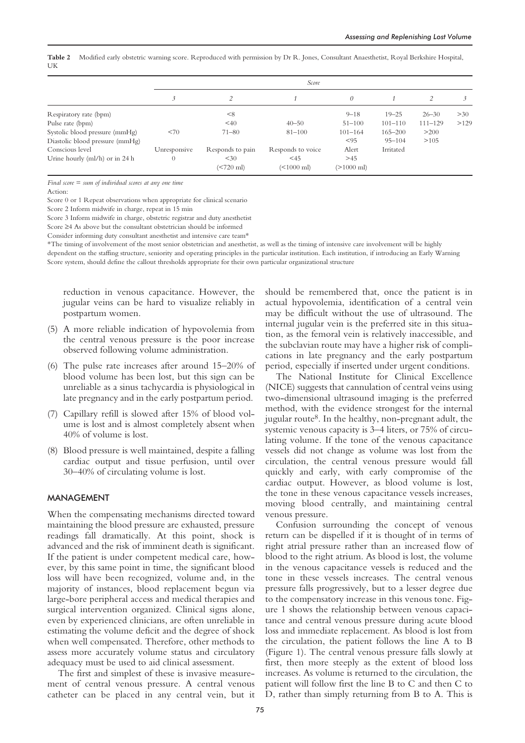**Table 2** Modified early obstetric warning score. Reproduced with permission by Dr R. Jones, Consultant Anaesthetist, Royal Berkshire Hospital, UK

| | *Score* | | | | | | |
|---|---|---|---|---|---|---|---|
| | *3* | *2* | *1* | *0* | *1* | *2* | *3* |
| Respiratory rate (bpm) | | <8 | | 9–18 | 19–25 | 26–30 | >30 |
| Pulse rate (bpm) | | <40 | 40–50 | 51–100 | 101–110 | 111–129 | >129 |
| Systolic blood pressure (mmHg) | <70 | 71–80 | 81–100 | 101–164 | 165–200 | >200 | |
| Diastolic blood pressure (mmHg) | | | | <95 | 95–104 | >105 | |
| Conscious level | Unresponsive | Responds to pain | Responds to voice | Alert | Irritated | | |
| Urine hourly (ml/h) or in 24 h | 0 | <30 (<720 ml) | <45 (<1000 ml) | >45 (>1000 ml) | | | |

*Final score = sum of individual scores at any one time*

Action:

Score 0 or 1 Repeat observations when appropriate for clinical scenario

Score 2 Inform midwife in charge, repeat in 15 min

Score 3 Inform midwife in charge, obstetric registrar and duty anesthetist

Score ≥4 As above but the consultant obstetrician should be informed

Consider informing duty consultant anesthetist and intensive care team*

*The timing of involvement of the most senior obstetrician and anesthetist, as well as the timing of intensive care involvement will be highly dependent on the staffing structure, seniority and operating principles in the particular institution. Each institution, if introducing an Early Warning Score system, should define the callout thresholds appropriate for their own particular organizational structure

reduction in venous capacitance. However, the jugular veins can be hard to visualize reliably in postpartum women.

(5) A more reliable indication of hypovolemia from the central venous pressure is the poor increase observed following volume administration.

(6) The pulse rate increases after around 15–20% of blood volume has been lost, but this sign can be unreliable as a sinus tachycardia is physiological in late pregnancy and in the early postpartum period.

(7) Capillary refill is slowed after 15% of blood volume is lost and is almost completely absent when 40% of volume is lost.

(8) Blood pressure is well maintained, despite a falling cardiac output and tissue perfusion, until over 30–40% of circulating volume is lost.

## MANAGEMENT

When the compensating mechanisms directed toward maintaining the blood pressure are exhausted, pressure readings fall dramatically. At this point, shock is advanced and the risk of imminent death is significant. If the patient is under competent medical care, however, by this same point in time, the significant blood loss will have been recognized, volume and, in the majority of instances, blood replacement begun via large-bore peripheral access and medical therapies and surgical intervention organized. Clinical signs alone, even by experienced clinicians, are often unreliable in estimating the volume deficit and the degree of shock when well compensated. Therefore, other methods to assess more accurately volume status and circulatory adequacy must be used to aid clinical assessment.

The first and simplest of these is invasive measurement of central venous pressure. A central venous catheter can be placed in any central vein, but it should be remembered that, once the patient is in actual hypovolemia, identification of a central vein may be difficult without the use of ultrasound. The internal jugular vein is the preferred site in this situation, as the femoral vein is relatively inaccessible, and the subclavian route may have a higher risk of complications in late pregnancy and the early postpartum period, especially if inserted under urgent conditions.

The National Institute for Clinical Excellence (NICE) suggests that cannulation of central veins using two-dimensional ultrasound imaging is the preferred method, with the evidence strongest for the internal jugular route[8]. In the healthy, non-pregnant adult, the systemic venous capacity is 3–4 liters, or 75% of circulating volume. If the tone of the venous capacitance vessels did not change as volume was lost from the circulation, the central venous pressure would fall quickly and early, with early compromise of the cardiac output. However, as blood volume is lost, the tone in these venous capacitance vessels increases, moving blood centrally, and maintaining central venous pressure.

Confusion surrounding the concept of venous return can be dispelled if it is thought of in terms of right atrial pressure rather than an increased flow of blood to the right atrium. As blood is lost, the volume in the venous capacitance vessels is reduced and the tone in these vessels increases. The central venous pressure falls progressively, but to a lesser degree due to the compensatory increase in this venous tone. Figure 1 shows the relationship between venous capacitance and central venous pressure during acute blood loss and immediate replacement. As blood is lost from the circulation, the patient follows the line A to B (Figure 1). The central venous pressure falls slowly at first, then more steeply as the extent of blood loss increases. As volume is returned to the circulation, the patient will follow first the line B to C and then C to D, rather than simply returning from B to A. This is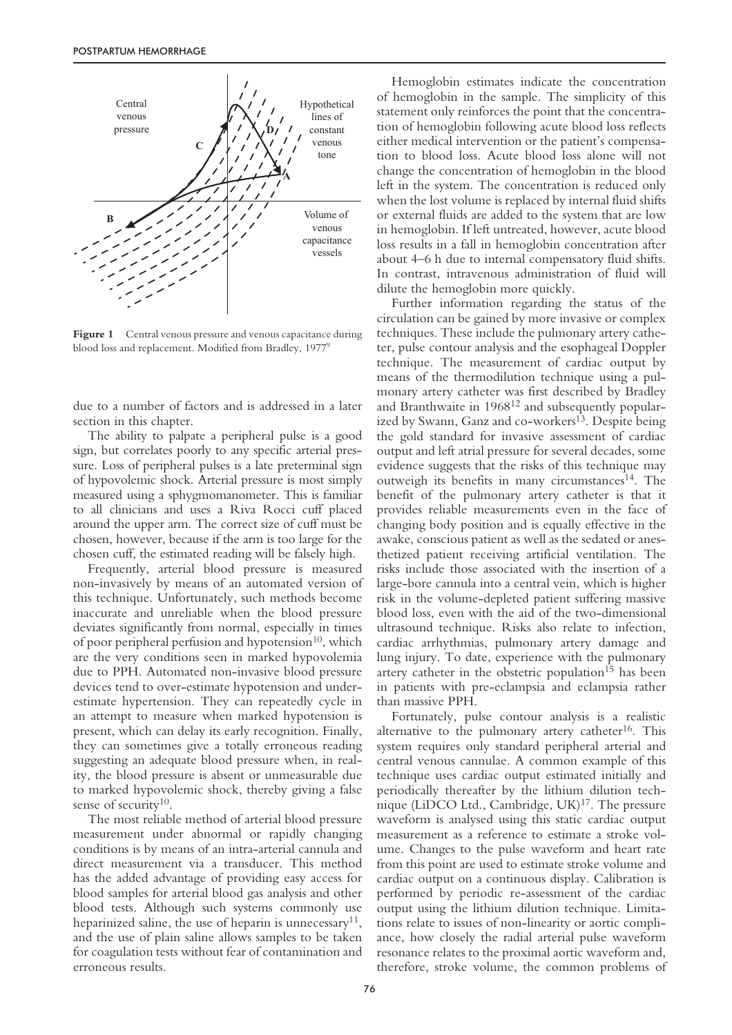Figure 1 Central venous pressure and venous capacitance during blood loss and replacement. Modified from Bradley, 1977[9]

due to a number of factors and is addressed in a later section in this chapter.

The ability to palpate a peripheral pulse is a good sign, but correlates poorly to any specific arterial pressure. Loss of peripheral pulses is a late preterminal sign of hypovolemic shock. Arterial pressure is most simply measured using a sphygmomanometer. This is familiar to all clinicians and uses a Riva Rocci cuff placed around the upper arm. The correct size of cuff must be chosen, however, because if the arm is too large for the chosen cuff, the estimated reading will be falsely high.

Frequently, arterial blood pressure is measured non-invasively by means of an automated version of this technique. Unfortunately, such methods become inaccurate and unreliable when the blood pressure deviates significantly from normal, especially in times of poor peripheral perfusion and hypotension[10], which are the very conditions seen in marked hypovolemia due to PPH. Automated non-invasive blood pressure devices tend to over-estimate hypotension and under-estimate hypertension. They can repeatedly cycle in an attempt to measure when marked hypotension is present, which can delay its early recognition. Finally, they can sometimes give a totally erroneous reading suggesting an adequate blood pressure when, in reality, the blood pressure is absent or unmeasurable due to marked hypovolemic shock, thereby giving a false sense of security[10].

The most reliable method of arterial blood pressure measurement under abnormal or rapidly changing conditions is by means of an intra-arterial cannula and direct measurement via a transducer. This method has the added advantage of providing easy access for blood samples for arterial blood gas analysis and other blood tests. Although such systems commonly use heparinized saline, the use of heparin is unnecessary[11], and the use of plain saline allows samples to be taken for coagulation tests without fear of contamination and erroneous results.

Hemoglobin estimates indicate the concentration of hemoglobin in the sample. The simplicity of this statement only reinforces the point that the concentration of hemoglobin following acute blood loss reflects either medical intervention or the patient's compensation to blood loss. Acute blood loss alone will not change the concentration of hemoglobin in the blood left in the system. The concentration is reduced only when the lost volume is replaced by internal fluid shifts or external fluids are added to the system that are low in hemoglobin. If left untreated, however, acute blood loss results in a fall in hemoglobin concentration after about 4–6 h due to internal compensatory fluid shifts. In contrast, intravenous administration of fluid will dilute the hemoglobin more quickly.

Further information regarding the status of the circulation can be gained by more invasive or complex techniques. These include the pulmonary artery catheter, pulse contour analysis and the esophageal Doppler technique. The measurement of cardiac output by means of the thermodilution technique using a pulmonary artery catheter was first described by Bradley and Branthwaite in 1968[12] and subsequently popularized by Swann, Ganz and co-workers[13]. Despite being the gold standard for invasive assessment of cardiac output and left atrial pressure for several decades, some evidence suggests that the risks of this technique may outweigh its benefits in many circumstances[14]. The benefit of the pulmonary artery catheter is that it provides reliable measurements even in the face of changing body position and is equally effective in the awake, conscious patient as well as the sedated or anesthetized patient receiving artificial ventilation. The risks include those associated with the insertion of a large-bore cannula into a central vein, which is higher risk in the volume-depleted patient suffering massive blood loss, even with the aid of the two-dimensional ultrasound technique. Risks also relate to infection, cardiac arrhythmias, pulmonary artery damage and lung injury. To date, experience with the pulmonary artery catheter in the obstetric population[15] has been in patients with pre-eclampsia and eclampsia rather than massive PPH.

Fortunately, pulse contour analysis is a realistic alternative to the pulmonary artery catheter[16]. This system requires only standard peripheral arterial and central venous cannulae. A common example of this technique uses cardiac output estimated initially and periodically thereafter by the lithium dilution technique (LiDCO Ltd., Cambridge, UK)[17]. The pressure waveform is analysed using this static cardiac output measurement as a reference to estimate a stroke volume. Changes to the pulse waveform and heart rate from this point are used to estimate stroke volume and cardiac output on a continuous display. Calibration is performed by periodic re-assessment of the cardiac output using the lithium dilution technique. Limitations relate to issues of non-linearity or aortic compliance, how closely the radial arterial pulse waveform resonance relates to the proximal aortic waveform and, therefore, stroke volume, the common problems of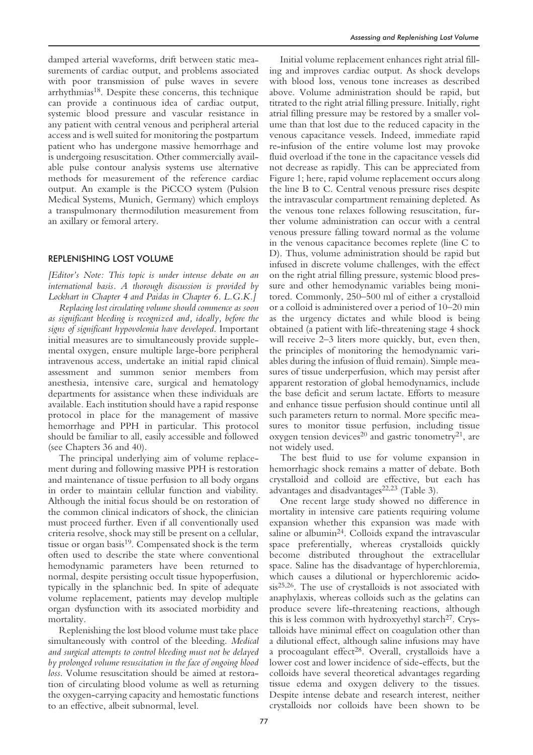damped arterial waveforms, drift between static measurements of cardiac output, and problems associated with poor transmission of pulse waves in severe arrhythmias[18]. Despite these concerns, this technique can provide a continuous idea of cardiac output, systemic blood pressure and vascular resistance in any patient with central venous and peripheral arterial access and is well suited for monitoring the postpartum patient who has undergone massive hemorrhage and is undergoing resuscitation. Other commercially available pulse contour analysis systems use alternative methods for measurement of the reference cardiac output. An example is the PiCCO system (Pulsion Medical Systems, Munich, Germany) which employs a transpulmonary thermodilution measurement from an axillary or femoral artery.

## REPLENISHING LOST VOLUME

*[Editor's Note: This topic is under intense debate on an international basis. A thorough discussion is provided by Lockhart in Chapter 4 and Paidas in Chapter 6. L.G.K.]*

*Replacing lost circulating volume should commence as soon as significant bleeding is recognized and, ideally, before the signs of significant hypovolemia have developed*. Important initial measures are to simultaneously provide supplemental oxygen, ensure multiple large-bore peripheral intravenous access, undertake an initial rapid clinical assessment and summon senior members from anesthesia, intensive care, surgical and hematology departments for assistance when these individuals are available. Each institution should have a rapid response protocol in place for the management of massive hemorrhage and PPH in particular. This protocol should be familiar to all, easily accessible and followed (see Chapters 36 and 40).

The principal underlying aim of volume replacement during and following massive PPH is restoration and maintenance of tissue perfusion to all body organs in order to maintain cellular function and viability. Although the initial focus should be on restoration of the common clinical indicators of shock, the clinician must proceed further. Even if all conventionally used criteria resolve, shock may still be present on a cellular, tissue or organ basis[19]. Compensated shock is the term often used to describe the state where conventional hemodynamic parameters have been returned to normal, despite persisting occult tissue hypoperfusion, typically in the splanchnic bed. In spite of adequate volume replacement, patients may develop multiple organ dysfunction with its associated morbidity and mortality.

Replenishing the lost blood volume must take place simultaneously with control of the bleeding. *Medical and surgical attempts to control bleeding must not be delayed by prolonged volume resuscitation in the face of ongoing blood loss*. Volume resuscitation should be aimed at restoration of circulating blood volume as well as returning the oxygen-carrying capacity and hemostatic functions to an effective, albeit subnormal, level.

Initial volume replacement enhances right atrial filling and improves cardiac output. As shock develops with blood loss, venous tone increases as described above. Volume administration should be rapid, but titrated to the right atrial filling pressure. Initially, right atrial filling pressure may be restored by a smaller volume than that lost due to the reduced capacity in the venous capacitance vessels. Indeed, immediate rapid re-infusion of the entire volume lost may provoke fluid overload if the tone in the capacitance vessels did not decrease as rapidly. This can be appreciated from Figure 1; here, rapid volume replacement occurs along the line B to C. Central venous pressure rises despite the intravascular compartment remaining depleted. As the venous tone relaxes following resuscitation, further volume administration can occur with a central venous pressure falling toward normal as the volume in the venous capacitance becomes replete (line C to D). Thus, volume administration should be rapid but infused in discrete volume challenges, with the effect on the right atrial filling pressure, systemic blood pressure and other hemodynamic variables being monitored. Commonly, 250–500 ml of either a crystalloid or a colloid is administered over a period of 10–20 min as the urgency dictates and while blood is being obtained (a patient with life-threatening stage 4 shock will receive 2–3 liters more quickly, but, even then, the principles of monitoring the hemodynamic variables during the infusion of fluid remain). Simple measures of tissue underperfusion, which may persist after apparent restoration of global hemodynamics, include the base deficit and serum lactate. Efforts to measure and enhance tissue perfusion should continue until all such parameters return to normal. More specific measures to monitor tissue perfusion, including tissue oxygen tension devices[20] and gastric tonometry[21], are not widely used.

The best fluid to use for volume expansion in hemorrhagic shock remains a matter of debate. Both crystalloid and colloid are effective, but each has advantages and disadvantages[22,23] (Table 3).

One recent large study showed no difference in mortality in intensive care patients requiring volume expansion whether this expansion was made with saline or albumin[24]. Colloids expand the intravascular space preferentially, whereas crystalloids quickly become distributed throughout the extracellular space. Saline has the disadvantage of hyperchloremia, which causes a dilutional or hyperchloremic acidosis[25,26]. The use of crystalloids is not associated with anaphylaxis, whereas colloids such as the gelatins can produce severe life-threatening reactions, although this is less common with hydroxyethyl starch[27]. Crystalloids have minimal effect on coagulation other than a dilutional effect, although saline infusions may have a procoagulant effect[28]. Overall, crystalloids have a lower cost and lower incidence of side-effects, but the colloids have several theoretical advantages regarding tissue edema and oxygen delivery to the tissues. Despite intense debate and research interest, neither crystalloids nor colloids have been shown to be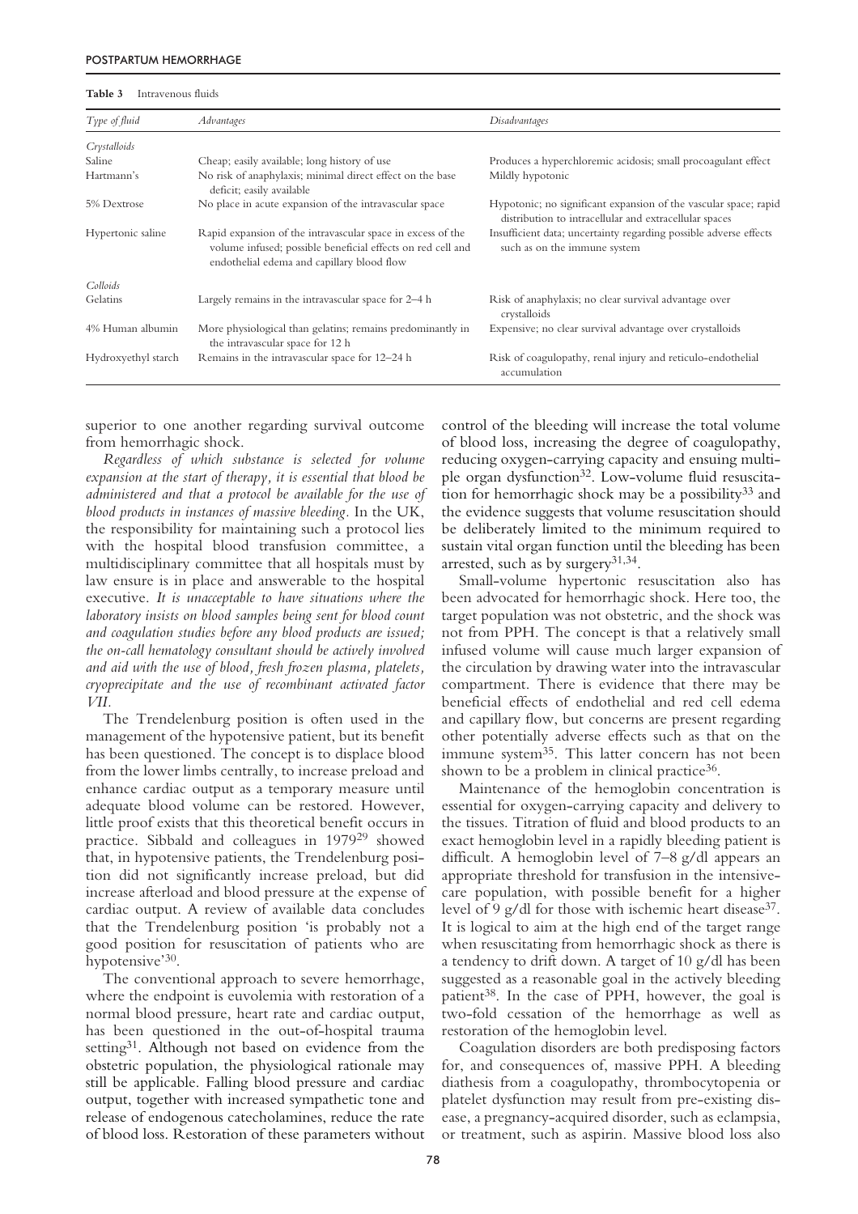**Table 3** Intravenous fluids

| Type of fluid | Advantages | Disadvantages |
|---|---|---|
| *Crystalloids* | | |
| Saline | Cheap; easily available; long history of use | Produces a hyperchloremic acidosis; small procoagulant effect |
| Hartmann's | No risk of anaphylaxis; minimal direct effect on the base deficit; easily available | Mildly hypotonic |
| 5% Dextrose | No place in acute expansion of the intravascular space | Hypotonic; no significant expansion of the vascular space; rapid distribution to intracellular and extracellular spaces |
| Hypertonic saline | Rapid expansion of the intravascular space in excess of the volume infused; possible beneficial effects on red cell and endothelial edema and capillary blood flow | Insufficient data; uncertainty regarding possible adverse effects such as on the immune system |
| *Colloids* | | |
| Gelatins | Largely remains in the intravascular space for 2–4 h | Risk of anaphylaxis; no clear survival advantage over crystalloids |
| 4% Human albumin | More physiological than gelatins; remains predominantly in the intravascular space for 12 h | Expensive; no clear survival advantage over crystalloids |
| Hydroxyethyl starch | Remains in the intravascular space for 12–24 h | Risk of coagulopathy, renal injury and reticulo-endothelial accumulation |

superior to one another regarding survival outcome from hemorrhagic shock.

*Regardless of which substance is selected for volume expansion at the start of therapy, it is essential that blood be administered and that a protocol be available for the use of blood products in instances of massive bleeding.* In the UK, the responsibility for maintaining such a protocol lies with the hospital blood transfusion committee, a multidisciplinary committee that all hospitals must by law ensure is in place and answerable to the hospital executive. *It is unacceptable to have situations where the laboratory insists on blood samples being sent for blood count and coagulation studies before any blood products are issued; the on-call hematology consultant should be actively involved and aid with the use of blood, fresh frozen plasma, platelets, cryoprecipitate and the use of recombinant activated factor VII.*

The Trendelenburg position is often used in the management of the hypotensive patient, but its benefit has been questioned. The concept is to displace blood from the lower limbs centrally, to increase preload and enhance cardiac output as a temporary measure until adequate blood volume can be restored. However, little proof exists that this theoretical benefit occurs in practice. Sibbald and colleagues in 1979[29] showed that, in hypotensive patients, the Trendelenburg position did not significantly increase preload, but did increase afterload and blood pressure at the expense of cardiac output. A review of available data concludes that the Trendelenburg position 'is probably not a good position for resuscitation of patients who are hypotensive'[30].

The conventional approach to severe hemorrhage, where the endpoint is euvolemia with restoration of a normal blood pressure, heart rate and cardiac output, has been questioned in the out-of-hospital trauma setting[31]. Although not based on evidence from the obstetric population, the physiological rationale may still be applicable. Falling blood pressure and cardiac output, together with increased sympathetic tone and release of endogenous catecholamines, reduce the rate of blood loss. Restoration of these parameters without control of the bleeding will increase the total volume of blood loss, increasing the degree of coagulopathy, reducing oxygen-carrying capacity and ensuing multiple organ dysfunction[32]. Low-volume fluid resuscitation for hemorrhagic shock may be a possibility[33] and the evidence suggests that volume resuscitation should be deliberately limited to the minimum required to sustain vital organ function until the bleeding has been arrested, such as by surgery[31,34].

Small-volume hypertonic resuscitation also has been advocated for hemorrhagic shock. Here too, the target population was not obstetric, and the shock was not from PPH. The concept is that a relatively small infused volume will cause much larger expansion of the circulation by drawing water into the intravascular compartment. There is evidence that there may be beneficial effects of endothelial and red cell edema and capillary flow, but concerns are present regarding other potentially adverse effects such as that on the immune system[35]. This latter concern has not been shown to be a problem in clinical practice[36].

Maintenance of the hemoglobin concentration is essential for oxygen-carrying capacity and delivery to the tissues. Titration of fluid and blood products to an exact hemoglobin level in a rapidly bleeding patient is difficult. A hemoglobin level of 7–8 g/dl appears an appropriate threshold for transfusion in the intensive-care population, with possible benefit for a higher level of 9 g/dl for those with ischemic heart disease[37]. It is logical to aim at the high end of the target range when resuscitating from hemorrhagic shock as there is a tendency to drift down. A target of 10 g/dl has been suggested as a reasonable goal in the actively bleeding patient[38]. In the case of PPH, however, the goal is two-fold cessation of the hemorrhage as well as restoration of the hemoglobin level.

Coagulation disorders are both predisposing factors for, and consequences of, massive PPH. A bleeding diathesis from a coagulopathy, thrombocytopenia or platelet dysfunction may result from pre-existing disease, a pregnancy-acquired disorder, such as eclampsia, or treatment, such as aspirin. Massive blood loss also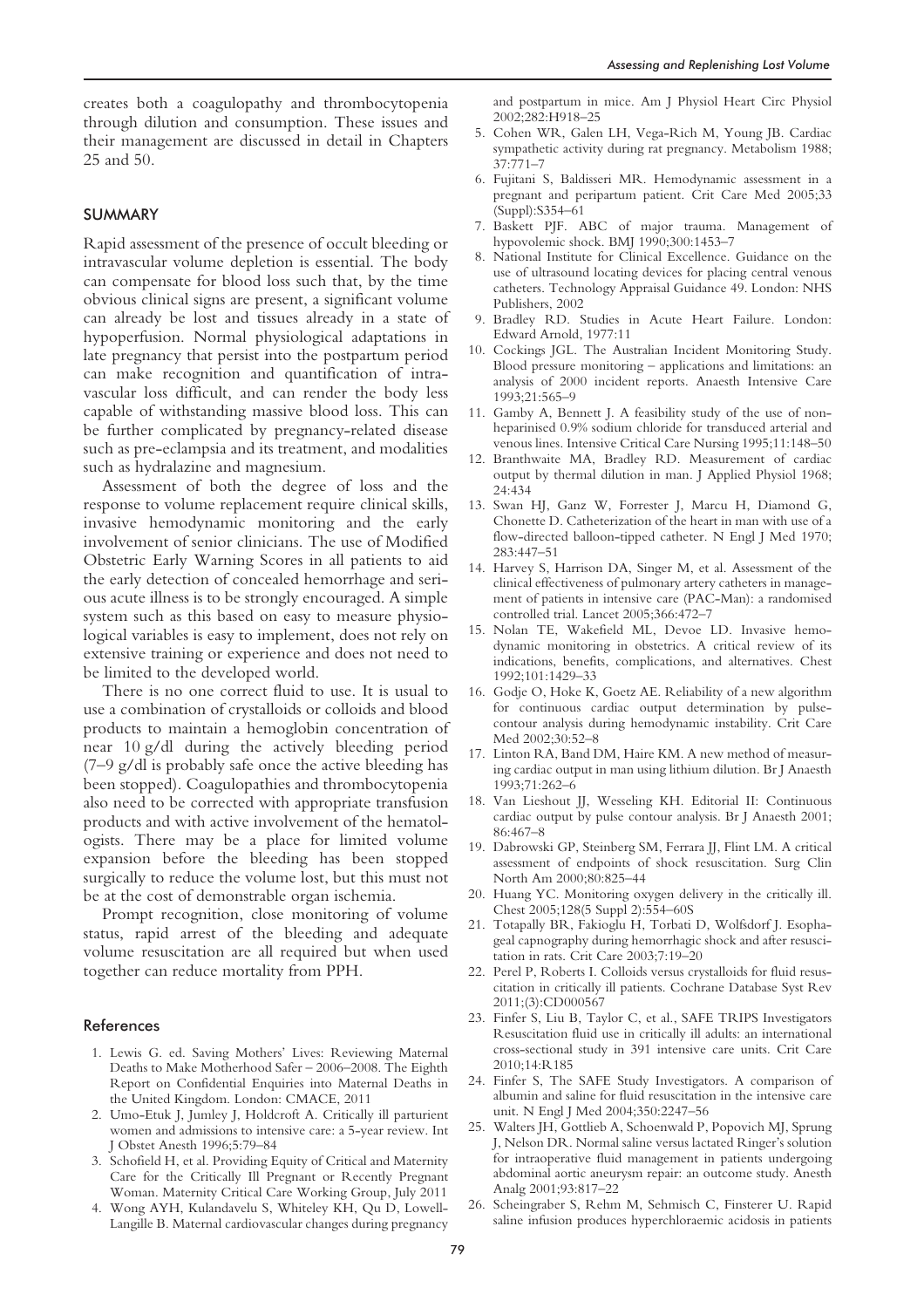creates both a coagulopathy and thrombocytopenia through dilution and consumption. These issues and their management are discussed in detail in Chapters 25 and 50.

## SUMMARY

Rapid assessment of the presence of occult bleeding or intravascular volume depletion is essential. The body can compensate for blood loss such that, by the time obvious clinical signs are present, a significant volume can already be lost and tissues already in a state of hypoperfusion. Normal physiological adaptations in late pregnancy that persist into the postpartum period can make recognition and quantification of intravascular loss difficult, and can render the body less capable of withstanding massive blood loss. This can be further complicated by pregnancy-related disease such as pre-eclampsia and its treatment, and modalities such as hydralazine and magnesium.

Assessment of both the degree of loss and the response to volume replacement require clinical skills, invasive hemodynamic monitoring and the early involvement of senior clinicians. The use of Modified Obstetric Early Warning Scores in all patients to aid the early detection of concealed hemorrhage and serious acute illness is to be strongly encouraged. A simple system such as this based on easy to measure physiological variables is easy to implement, does not rely on extensive training or experience and does not need to be limited to the developed world.

There is no one correct fluid to use. It is usual to use a combination of crystalloids or colloids and blood products to maintain a hemoglobin concentration of near 10 g/dl during the actively bleeding period (7–9 g/dl is probably safe once the active bleeding has been stopped). Coagulopathies and thrombocytopenia also need to be corrected with appropriate transfusion products and with active involvement of the hematologists. There may be a place for limited volume expansion before the bleeding has been stopped surgically to reduce the volume lost, but this must not be at the cost of demonstrable organ ischemia.

Prompt recognition, close monitoring of volume status, rapid arrest of the bleeding and adequate volume resuscitation are all required but when used together can reduce mortality from PPH.

### References

1. Lewis G. ed. Saving Mothers' Lives: Reviewing Maternal Deaths to Make Motherhood Safer – 2006–2008. The Eighth Report on Confidential Enquiries into Maternal Deaths in the United Kingdom. London: CMACE, 2011
2. Umo-Etuk J, Jumley J, Holdcroft A. Critically ill parturient women and admissions to intensive care: a 5-year review. Int J Obstet Anesth 1996;5:79–84
3. Schofield H, et al. Providing Equity of Critical and Maternity Care for the Critically Ill Pregnant or Recently Pregnant Woman. Maternity Critical Care Working Group, July 2011
4. Wong AYH, Kulandavelu S, Whiteley KH, Qu D, Lowell-Langille B. Maternal cardiovascular changes during pregnancy and postpartum in mice. Am J Physiol Heart Circ Physiol 2002;282:H918–25
5. Cohen WR, Galen LH, Vega-Rich M, Young JB. Cardiac sympathetic activity during rat pregnancy. Metabolism 1988; 37:771–7
6. Fujitani S, Baldisseri MR. Hemodynamic assessment in a pregnant and peripartum patient. Crit Care Med 2005;33 (Suppl):S354–61
7. Baskett PJF. ABC of major trauma. Management of hypovolemic shock. BMJ 1990;300:1453–7
8. National Institute for Clinical Excellence. Guidance on the use of ultrasound locating devices for placing central venous catheters. Technology Appraisal Guidance 49. London: NHS Publishers, 2002
9. Bradley RD. Studies in Acute Heart Failure. London: Edward Arnold, 1977:11
10. Cockings JGL. The Australian Incident Monitoring Study. Blood pressure monitoring – applications and limitations: an analysis of 2000 incident reports. Anaesth Intensive Care 1993;21:565–9
11. Gamby A, Bennett J. A feasibility study of the use of non-heparinised 0.9% sodium chloride for transduced arterial and venous lines. Intensive Critical Care Nursing 1995;11:148–50
12. Branthwaite MA, Bradley RD. Measurement of cardiac output by thermal dilution in man. J Applied Physiol 1968; 24:434
13. Swan HJ, Ganz W, Forrester J, Marcu H, Diamond G, Chonette D. Catheterization of the heart in man with use of a flow-directed balloon-tipped catheter. N Engl J Med 1970; 283:447–51
14. Harvey S, Harrison DA, Singer M, et al. Assessment of the clinical effectiveness of pulmonary artery catheters in management of patients in intensive care (PAC-Man): a randomised controlled trial. Lancet 2005;366:472–7
15. Nolan TE, Wakefield ML, Devoe LD. Invasive hemodynamic monitoring in obstetrics. A critical review of its indications, benefits, complications, and alternatives. Chest 1992;101:1429–33
16. Godje O, Hoke K, Goetz AE. Reliability of a new algorithm for continuous cardiac output determination by pulse-contour analysis during hemodynamic instability. Crit Care Med 2002;30:52–8
17. Linton RA, Band DM, Haire KM. A new method of measuring cardiac output in man using lithium dilution. Br J Anaesth 1993;71:262–6
18. Van Lieshout JJ, Wesseling KH. Editorial II: Continuous cardiac output by pulse contour analysis. Br J Anaesth 2001; 86:467–8
19. Dabrowski GP, Steinberg SM, Ferrara JJ, Flint LM. A critical assessment of endpoints of shock resuscitation. Surg Clin North Am 2000;80:825–44
20. Huang YC. Monitoring oxygen delivery in the critically ill. Chest 2005;128(5 Suppl 2):554–60S
21. Totapally BR, Fakioglu H, Torbati D, Wolfsdorf J. Esophageal capnography during hemorrhagic shock and after resuscitation in rats. Crit Care 2003;7:19–20
22. Perel P, Roberts I. Colloids versus crystalloids for fluid resuscitation in critically ill patients. Cochrane Database Syst Rev 2011;(3):CD000567
23. Finfer S, Liu B, Taylor C, et al., SAFE TRIPS Investigators Resuscitation fluid use in critically ill adults: an international cross-sectional study in 391 intensive care units. Crit Care 2010;14:R185
24. Finfer S, The SAFE Study Investigators. A comparison of albumin and saline for fluid resuscitation in the intensive care unit. N Engl J Med 2004;350:2247–56
25. Walters JH, Gottlieb A, Schoenwald P, Popovich MJ, Sprung J, Nelson DR. Normal saline versus lactated Ringer's solution for intraoperative fluid management in patients undergoing abdominal aortic aneurysm repair: an outcome study. Anesth Analg 2001;93:817–22
26. Scheingraber S, Rehm M, Sehmisch C, Finsterer U. Rapid saline infusion produces hyperchloraemic acidosis in patients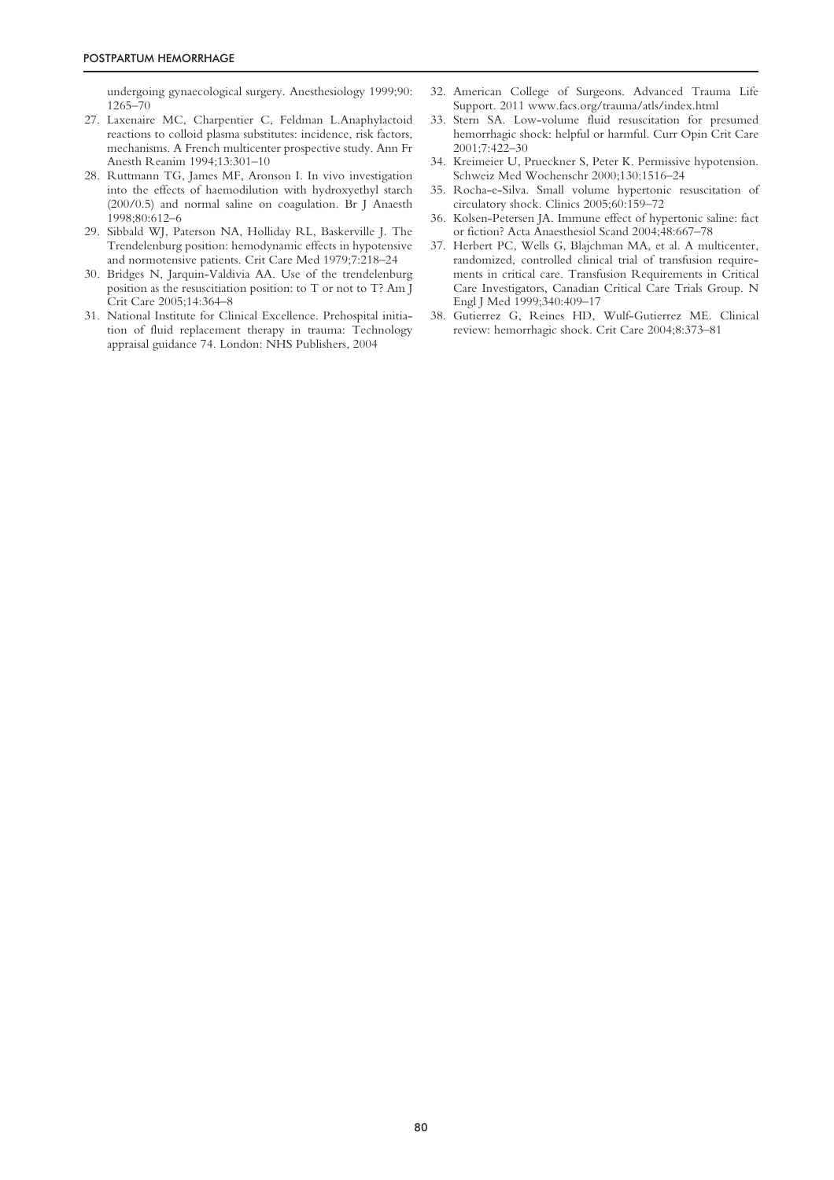undergoing gynaecological surgery. Anesthesiology 1999;90: 1265–70

27. Laxenaire MC, Charpentier C, Feldman L.Anaphylactoid reactions to colloid plasma substitutes: incidence, risk factors, mechanisms. A French multicenter prospective study. Ann Fr Anesth Reanim 1994;13:301–10
28. Ruttmann TG, James MF, Aronson I. In vivo investigation into the effects of haemodilution with hydroxyethyl starch (200/0.5) and normal saline on coagulation. Br J Anaesth 1998;80:612–6
29. Sibbald WJ, Paterson NA, Holliday RL, Baskerville J. The Trendelenburg position: hemodynamic effects in hypotensive and normotensive patients. Crit Care Med 1979;7:218–24
30. Bridges N, Jarquin-Valdivia AA. Use of the trendelenburg position as the resuscitiation position: to T or not to T? Am J Crit Care 2005;14:364–8
31. National Institute for Clinical Excellence. Prehospital initiation of fluid replacement therapy in trauma: Technology appraisal guidance 74. London: NHS Publishers, 2004
32. American College of Surgeons. Advanced Trauma Life Support. 2011 www.facs.org/trauma/atls/index.html
33. Stern SA. Low-volume fluid resuscitation for presumed hemorrhagic shock: helpful or harmful. Curr Opin Crit Care 2001;7:422–30
34. Kreimeier U, Prueckner S, Peter K. Permissive hypotension. Schweiz Med Wochenschr 2000;130:1516–24
35. Rocha-e-Silva. Small volume hypertonic resuscitation of circulatory shock. Clinics 2005;60:159–72
36. Kolsen-Petersen JA. Immune effect of hypertonic saline: fact or fiction? Acta Anaesthesiol Scand 2004;48:667–78
37. Herbert PC, Wells G, Blajchman MA, et al. A multicenter, randomized, controlled clinical trial of transfusion requirements in critical care. Transfusion Requirements in Critical Care Investigators, Canadian Critical Care Trials Group. N Engl J Med 1999;340:409–17
38. Gutierrez G, Reines HD, Wulf-Gutierrez ME. Clinical review: hemorrhagic shock. Crit Care 2004;8:373–81